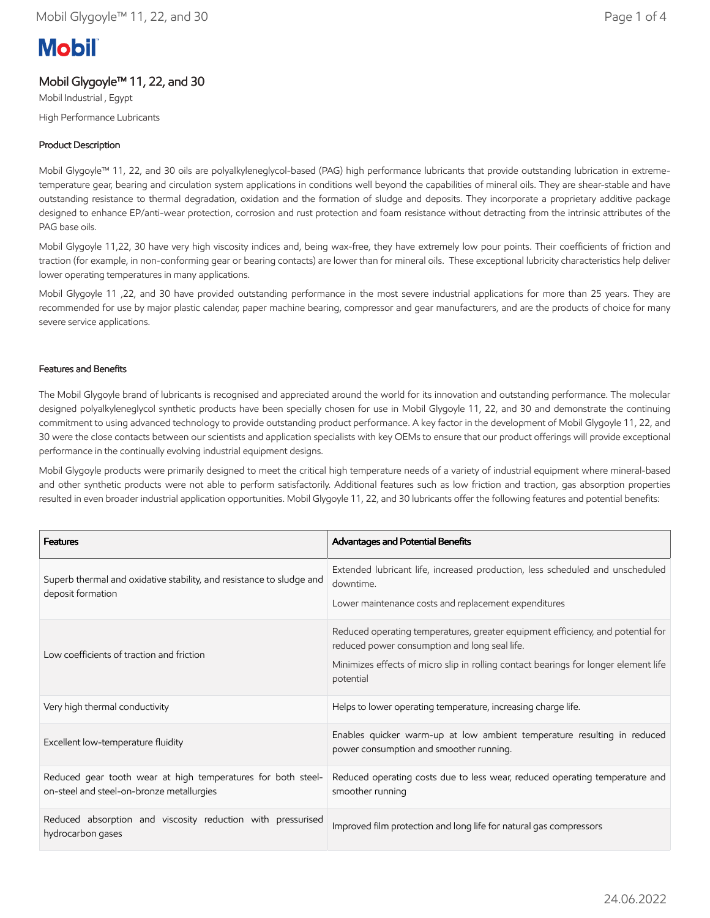# Mobil

## Mobil Glygoyle™ 11, 22, and 30

Mobil Industrial , Egypt

High Performance Lubricants

### Product Description

Mobil Glygoyle™ 11, 22, and 30 oils are polyalkyleneglycol-based (PAG) high performance lubricants that provide outstanding lubrication in extreme-temperature gear, bearing and circulation system applications in conditions well beyond the capabilities of mineral oils. They are shear-stable and have outstanding resistance to thermal degradation, oxidation and the formation of sludge and deposits. They incorporate a proprietary additive package designed to enhance EP/anti-wear protection, corrosion and rust protection and foam resistance without detracting from the intrinsic attributes of the PAG base oils.

Mobil Glygoyle 11,22, 30 have very high viscosity indices and, being wax-free, they have extremely low pour points. Their coefficients of friction and traction (for example, in non-conforming gear or bearing contacts) are lower than for mineral oils. These exceptional lubricity characteristics help deliver lower operating temperatures in many applications.

Mobil Glygoyle 11 ,22, and 30 have provided outstanding performance in the most severe industrial applications for more than 25 years. They are recommended for use by major plastic calendar, paper machine bearing, compressor and gear manufacturers, and are the products of choice for many severe service applications.

### Features and Benefits

The Mobil Glygoyle brand of lubricants is recognised and appreciated around the world for its innovation and outstanding performance. The molecular designed polyalkyleneglycol synthetic products have been specially chosen for use in Mobil Glygoyle 11, 22, and 30 and demonstrate the continuing commitment to using advanced technology to provide outstanding product performance. A key factor in the development of Mobil Glygoyle 11, 22, and 30 were the close contacts between our scientists and application specialists with key OEMs to ensure that our product offerings will provide exceptional performance in the continually evolving industrial equipment designs.

Mobil Glygoyle products were primarily designed to meet the critical high temperature needs of a variety of industrial equipment where mineral-based and other synthetic products were not able to perform satisfactorily. Additional features such as low friction and traction, gas absorption properties resulted in even broader industrial application opportunities. Mobil Glygoyle 11, 22, and 30 lubricants offer the following features and potential benefits:

| Features | Advantages and Potential Benefits |
| --- | --- |
| Superb thermal and oxidative stability, and resistance to sludge and deposit formation | Extended lubricant life, increased production, less scheduled and unscheduled downtime.<br>Lower maintenance costs and replacement expenditures |
| Low coefficients of traction and friction | Reduced operating temperatures, greater equipment efficiency, and potential for reduced power consumption and long seal life.<br>Minimizes effects of micro slip in rolling contact bearings for longer element life potential |
| Very high thermal conductivity | Helps to lower operating temperature, increasing charge life. |
| Excellent low-temperature fluidity | Enables quicker warm-up at low ambient temperature resulting in reduced power consumption and smoother running. |
| Reduced gear tooth wear at high temperatures for both steel-on-steel and steel-on-bronze metallurgies | Reduced operating costs due to less wear, reduced operating temperature and smoother running |
| Reduced absorption and viscosity reduction with pressurised hydrocarbon gases | Improved film protection and long life for natural gas compressors |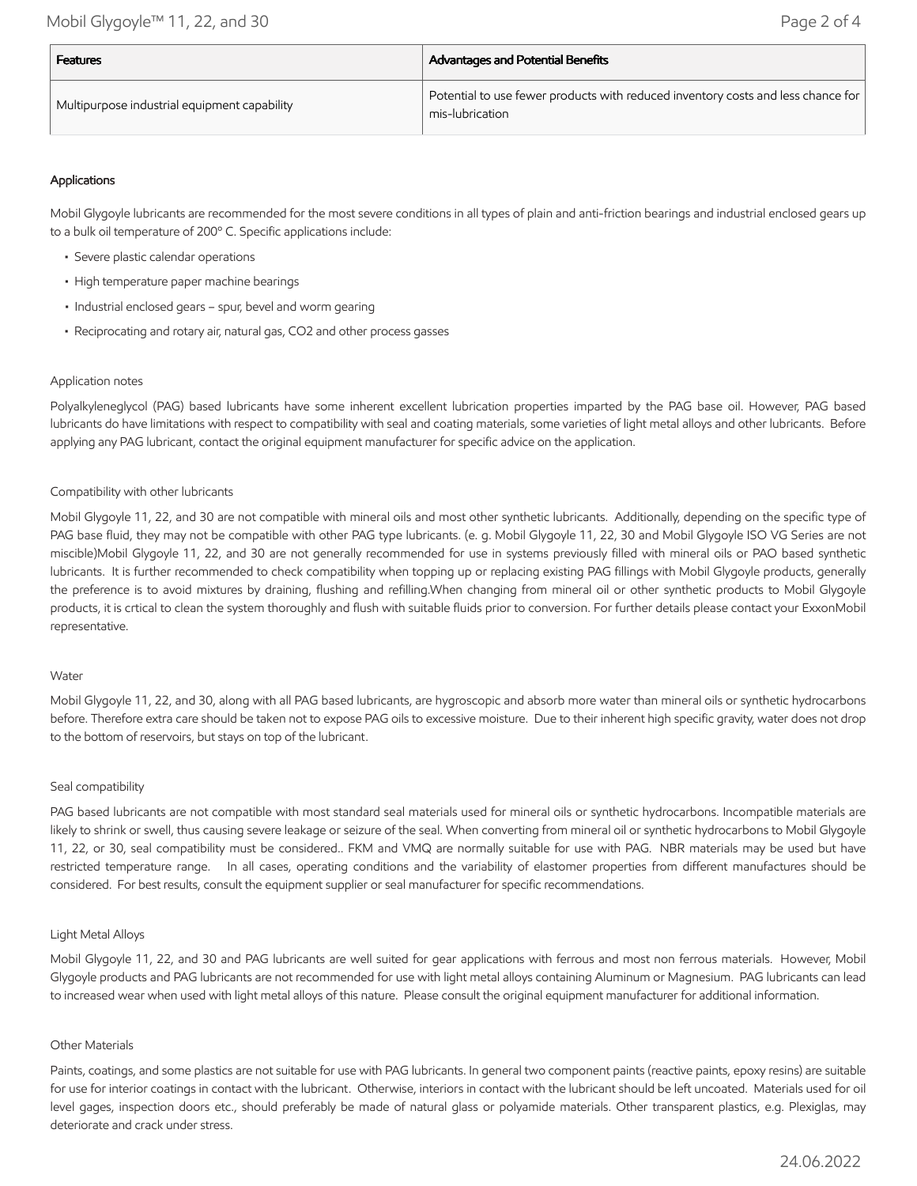| Features | Advantages and Potential Benefits |
| --- | --- |
| Multipurpose industrial equipment capability | Potential to use fewer products with reduced inventory costs and less chance for mis-lubrication |

#### Applications

Mobil Glygoyle lubricants are recommended for the most severe conditions in all types of plain and anti-friction bearings and industrial enclosed gears up to a bulk oil temperature of 200° C. Specific applications include:

- Severe plastic calendar operations
- High temperature paper machine bearings
- Industrial enclosed gears – spur, bevel and worm gearing
- Reciprocating and rotary air, natural gas, $CO_2$ and other process gasses

#### Application notes

Polyalkyleneglycol (PAG) based lubricants have some inherent excellent lubrication properties imparted by the PAG base oil. However, PAG based lubricants do have limitations with respect to compatibility with seal and coating materials, some varieties of light metal alloys and other lubricants. Before applying any PAG lubricant, contact the original equipment manufacturer for specific advice on the application.

#### Compatibility with other lubricants

Mobil Glygoyle 11, 22, and 30 are not compatible with mineral oils and most other synthetic lubricants. Additionally, depending on the specific type of PAG base fluid, they may not be compatible with other PAG type lubricants. (e. g. Mobil Glygoyle 11, 22, 30 and Mobil Glygoyle ISO VG Series are not miscible)Mobil Glygoyle 11, 22, and 30 are not generally recommended for use in systems previously filled with mineral oils or PAO based synthetic lubricants. It is further recommended to check compatibility when topping up or replacing existing PAG fillings with Mobil Glygoyle products, generally the preference is to avoid mixtures by draining, flushing and refilling.When changing from mineral oil or other synthetic products to Mobil Glygoyle products, it is crtical to clean the system thoroughly and flush with suitable fluids prior to conversion. For further details please contact your ExxonMobil representative.

#### Water

Mobil Glygoyle 11, 22, and 30, along with all PAG based lubricants, are hygroscopic and absorb more water than mineral oils or synthetic hydrocarbons before. Therefore extra care should be taken not to expose PAG oils to excessive moisture. Due to their inherent high specific gravity, water does not drop to the bottom of reservoirs, but stays on top of the lubricant.

#### Seal compatibility

PAG based lubricants are not compatible with most standard seal materials used for mineral oils or synthetic hydrocarbons. Incompatible materials are likely to shrink or swell, thus causing severe leakage or seizure of the seal. When converting from mineral oil or synthetic hydrocarbons to Mobil Glygoyle 11, 22, or 30, seal compatibility must be considered.. FKM and VMQ are normally suitable for use with PAG. NBR materials may be used but have restricted temperature range. In all cases, operating conditions and the variability of elastomer properties from different manufactures should be considered. For best results, consult the equipment supplier or seal manufacturer for specific recommendations.

#### Light Metal Alloys

Mobil Glygoyle 11, 22, and 30 and PAG lubricants are well suited for gear applications with ferrous and most non ferrous materials. However, Mobil Glygoyle products and PAG lubricants are not recommended for use with light metal alloys containing Aluminum or Magnesium. PAG lubricants can lead to increased wear when used with light metal alloys of this nature. Please consult the original equipment manufacturer for additional information.

#### Other Materials

Paints, coatings, and some plastics are not suitable for use with PAG lubricants. In general two component paints (reactive paints, epoxy resins) are suitable for use for interior coatings in contact with the lubricant. Otherwise, interiors in contact with the lubricant should be left uncoated. Materials used for oil level gages, inspection doors etc., should preferably be made of natural glass or polyamide materials. Other transparent plastics, e.g. Plexiglas, may deteriorate and crack under stress.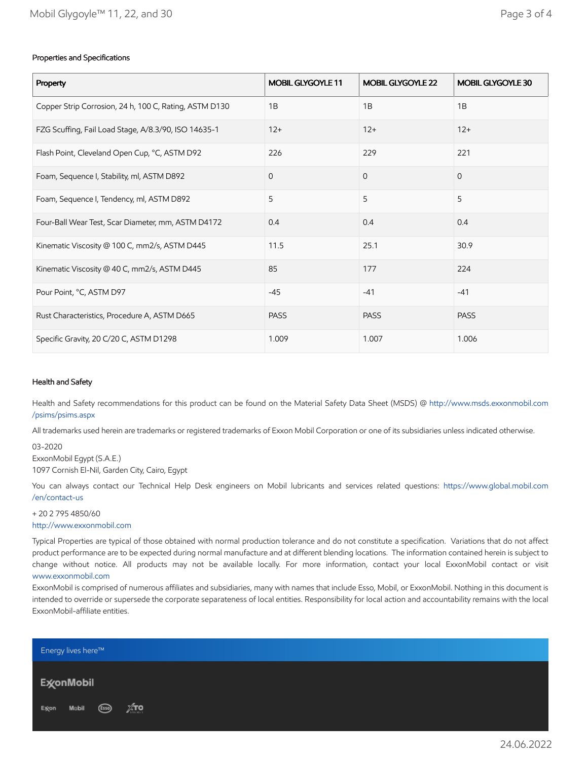### Properties and Specifications

| Property | MOBIL GLYGOYLE 11 | MOBIL GLYGOYLE 22 | MOBIL GLYGOYLE 30 |
|---|---|---|---|
| Copper Strip Corrosion, 24 h, 100 C, Rating, ASTM D130 | 1B | 1B | 1B |
| FZG Scuffing, Fail Load Stage, A/8.3/90, ISO 14635-1 | 12+ | 12+ | 12+ |
| Flash Point, Cleveland Open Cup, °C, ASTM D92 | 226 | 229 | 221 |
| Foam, Sequence I, Stability, ml, ASTM D892 | 0 | 0 | 0 |
| Foam, Sequence I, Tendency, ml, ASTM D892 | 5 | 5 | 5 |
| Four-Ball Wear Test, Scar Diameter, mm, ASTM D4172 | 0.4 | 0.4 | 0.4 |
| Kinematic Viscosity @ 100 C, mm2/s, ASTM D445 | 11.5 | 25.1 | 30.9 |
| Kinematic Viscosity @ 40 C, mm2/s, ASTM D445 | 85 | 177 | 224 |
| Pour Point, °C, ASTM D97 | -45 | -41 | -41 |
| Rust Characteristics, Procedure A, ASTM D665 | PASS | PASS | PASS |
| Specific Gravity, 20 C/20 C, ASTM D1298 | 1.009 | 1.007 | 1.006 |

### Health and Safety

Health and Safety recommendations for this product can be found on the Material Safety Data Sheet (MSDS) @ http://www.msds.exxonmobil.com/psims/psims.aspx

All trademarks used herein are trademarks or registered trademarks of Exxon Mobil Corporation or one of its subsidiaries unless indicated otherwise.

03-2020
ExxonMobil Egypt (S.A.E.)
1097 Cornish El-Nil, Garden City, Cairo, Egypt

You can always contact our Technical Help Desk engineers on Mobil lubricants and services related questions: https://www.global.mobil.com/en/contact-us

+ 20 2 795 4850/60
http://www.exxonmobil.com

Typical Properties are typical of those obtained with normal production tolerance and do not constitute a specification. Variations that do not affect product performance are to be expected during normal manufacture and at different blending locations. The information contained herein is subject to change without notice. All products may not be available locally. For more information, contact your local ExxonMobil contact or visit www.exxonmobil.com

ExxonMobil is comprised of numerous affiliates and subsidiaries, many with names that include Esso, Mobil, or ExxonMobil. Nothing in this document is intended to override or supersede the corporate separateness of local entities. Responsibility for local action and accountability remains with the local ExxonMobil-affiliate entities.

Energy lives here™

ExxonMobil

Exxon Mobil Esso XTO

24.06.2022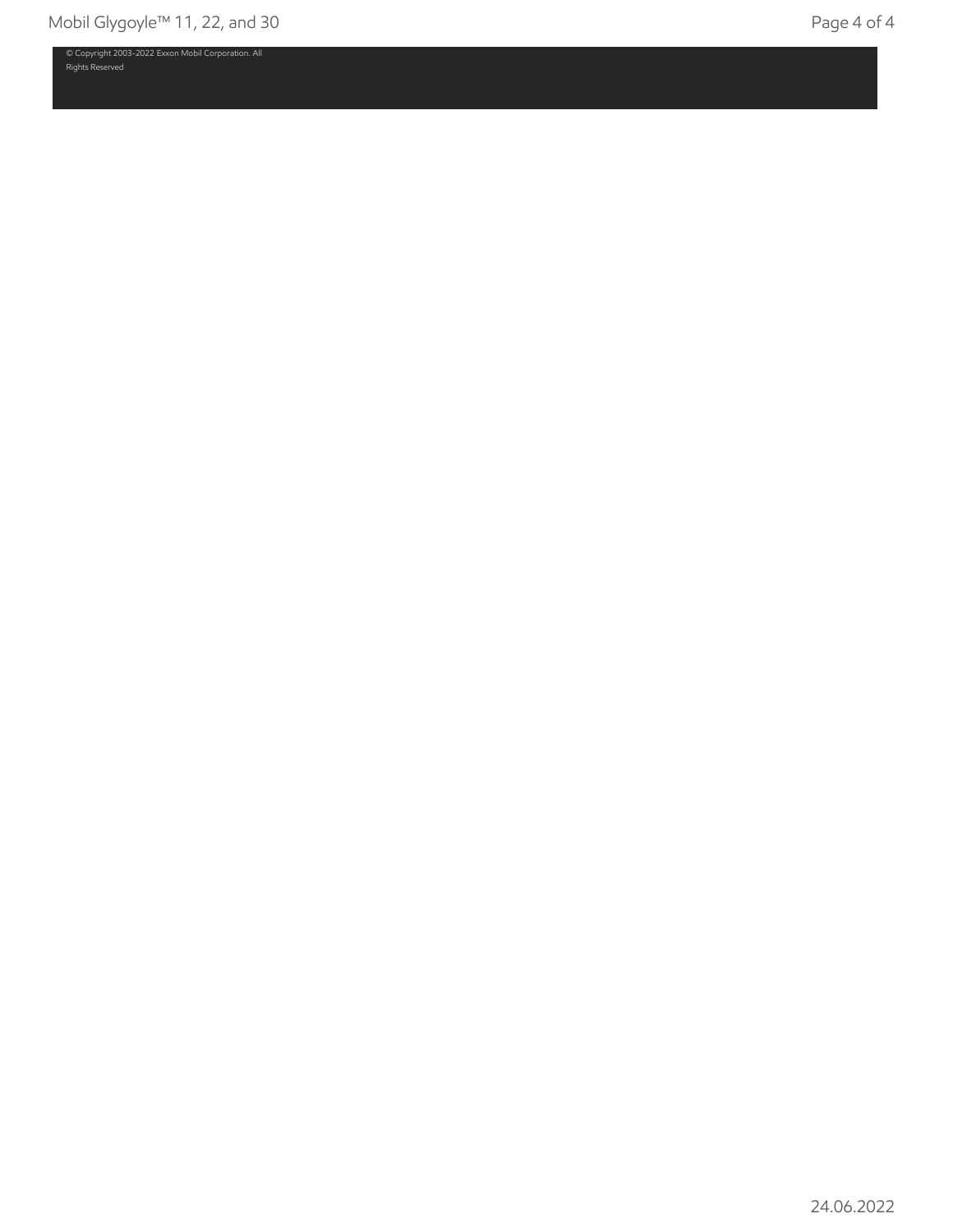© Copyright 2003-2022 Exxon Mobil Corporation. All Rights Reserved